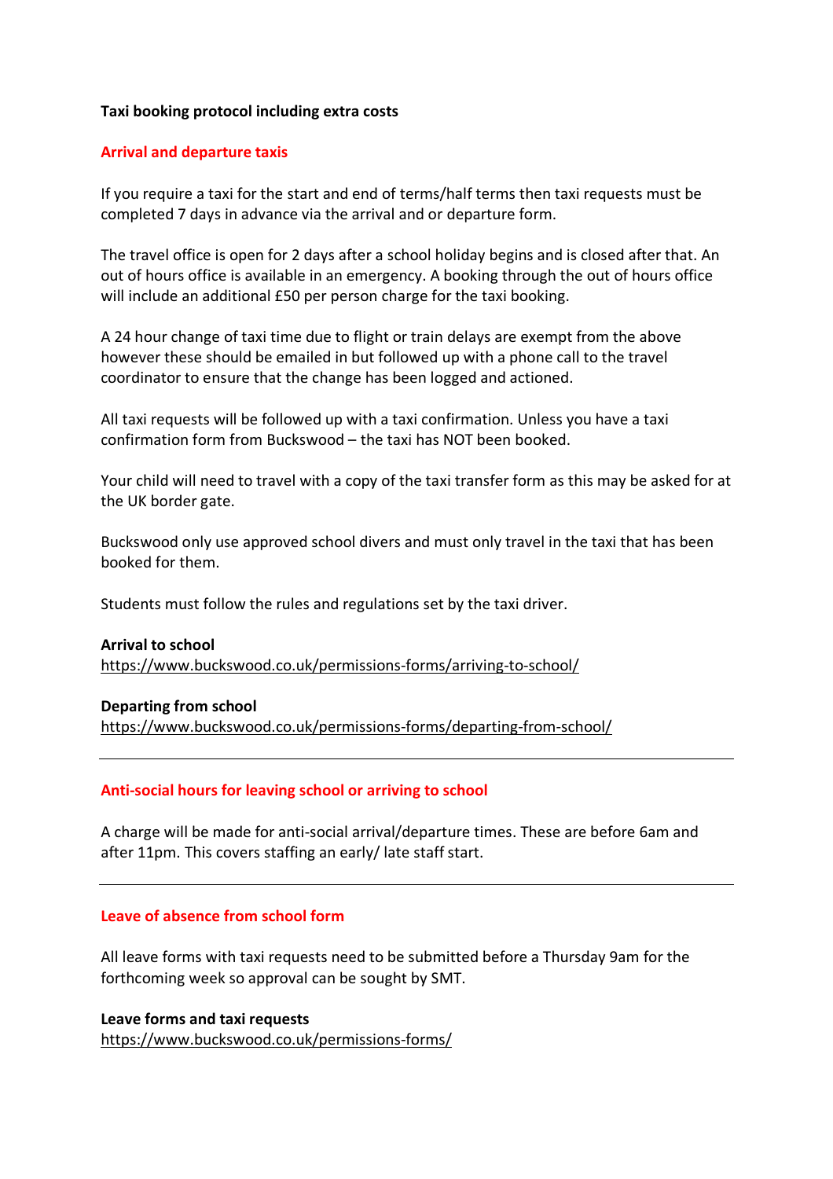**Taxi booking protocol including extra costs**

## Arrival and departure taxis

If you require a taxi for the start and end of terms/half terms then taxi requests must be completed 7 days in advance via the arrival and or departure form.

The travel office is open for 2 days after a school holiday begins and is closed after that. An out of hours office is available in an emergency. A booking through the out of hours office will include an additional £50 per person charge for the taxi booking.

A 24 hour change of taxi time due to flight or train delays are exempt from the above however these should be emailed in but followed up with a phone call to the travel coordinator to ensure that the change has been logged and actioned.

All taxi requests will be followed up with a taxi confirmation. Unless you have a taxi confirmation form from Buckswood – the taxi has NOT been booked.

Your child will need to travel with a copy of the taxi transfer form as this may be asked for at the UK border gate.

Buckswood only use approved school divers and must only travel in the taxi that has been booked for them.

Students must follow the rules and regulations set by the taxi driver.

**Arrival to school**
https://www.buckswood.co.uk/permissions-forms/arriving-to-school/

**Departing from school**
https://www.buckswood.co.uk/permissions-forms/departing-from-school/

---

## Anti-social hours for leaving school or arriving to school

A charge will be made for anti-social arrival/departure times. These are before 6am and after 11pm. This covers staffing an early/ late staff start.

---

## Leave of absence from school form

All leave forms with taxi requests need to be submitted before a Thursday 9am for the forthcoming week so approval can be sought by SMT.

**Leave forms and taxi requests**
https://www.buckswood.co.uk/permissions-forms/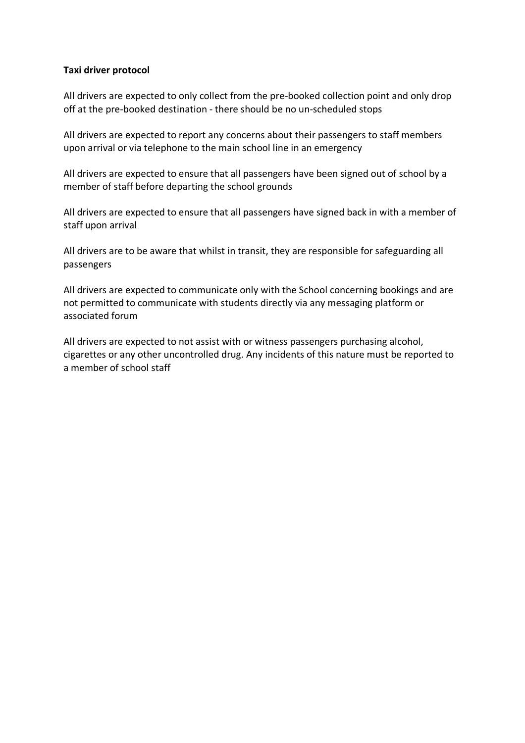**Taxi driver protocol**

All drivers are expected to only collect from the pre-booked collection point and only drop off at the pre-booked destination - there should be no un-scheduled stops

All drivers are expected to report any concerns about their passengers to staff members upon arrival or via telephone to the main school line in an emergency

All drivers are expected to ensure that all passengers have been signed out of school by a member of staff before departing the school grounds

All drivers are expected to ensure that all passengers have signed back in with a member of staff upon arrival

All drivers are to be aware that whilst in transit, they are responsible for safeguarding all passengers

All drivers are expected to communicate only with the School concerning bookings and are not permitted to communicate with students directly via any messaging platform or associated forum

All drivers are expected to not assist with or witness passengers purchasing alcohol, cigarettes or any other uncontrolled drug. Any incidents of this nature must be reported to a member of school staff